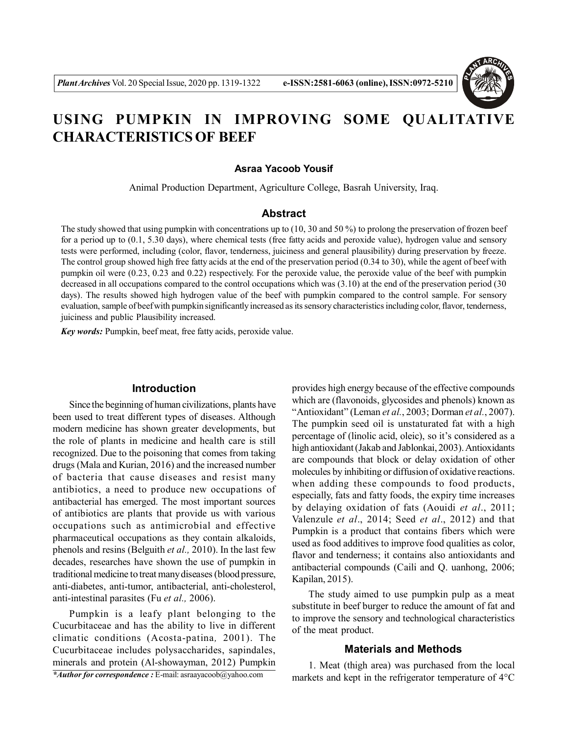# USING PUMPKIN IN IMPROVING SOME QUALITATIVE CHARACTERISTICS OF BEEF

**Asraa Yacoob Yousif**

Animal Production Department, Agriculture College, Basrah University, Iraq.

## Abstract

The study showed that using pumpkin with concentrations up to (10, 30 and 50 %) to prolong the preservation of frozen beef for a period up to (0.1, 5.30 days), where chemical tests (free fatty acids and peroxide value), hydrogen value and sensory tests were performed, including (color, flavor, tenderness, juiciness and general plausibility) during preservation by freeze. The control group showed high free fatty acids at the end of the preservation period (0.34 to 30), while the agent of beef with pumpkin oil were (0.23, 0.23 and 0.22) respectively. For the peroxide value, the peroxide value of the beef with pumpkin decreased in all occupations compared to the control occupations which was (3.10) at the end of the preservation period (30 days). The results showed high hydrogen value of the beef with pumpkin compared to the control sample. For sensory evaluation, sample of beef with pumpkin significantly increased as its sensory characteristics including color, flavor, tenderness, juiciness and public Plausibility increased.

***Key words:*** Pumpkin, beef meat, free fatty acids, peroxide value.

## Introduction

Since the beginning of human civilizations, plants have been used to treat different types of diseases. Although modern medicine has shown greater developments, but the role of plants in medicine and health care is still recognized. Due to the poisoning that comes from taking drugs (Mala and Kurian, 2016) and the increased number of bacteria that cause diseases and resist many antibiotics, a need to produce new occupations of antibacterial has emerged. The most important sources of antibiotics are plants that provide us with various occupations such as antimicrobial and effective pharmaceutical occupations as they contain alkaloids, phenols and resins (Belguith *et al.,* 2010). In the last few decades, researches have shown the use of pumpkin in traditional medicine to treat many diseases (blood pressure, anti-diabetes, anti-tumor, antibacterial, anti-cholesterol, anti-intestinal parasites (Fu *et al.,* 2006).

Pumpkin is a leafy plant belonging to the Cucurbitaceae and has the ability to live in different climatic conditions (Acosta-patina*,* 2001). The Cucurbitaceae includes polysaccharides, sapindales, minerals and protein (Al-showayman, 2012) Pumpkin provides high energy because of the effective compounds which are (flavonoids, glycosides and phenols) known as "Antioxidant" (Leman *et al.*, 2003; Dorman *et al.*, 2007). The pumpkin seed oil is unstaturated fat with a high percentage of (linolic acid, oleic), so it's considered as a high antioxidant (Jakab and Jablonkai, 2003). Antioxidants are compounds that block or delay oxidation of other molecules by inhibiting or diffusion of oxidative reactions. when adding these compounds to food products, especially, fats and fatty foods, the expiry time increases by delaying oxidation of fats (Aouidi *et al*., 2011; Valenzule *et al*., 2014; Seed *et al*., 2012) and that Pumpkin is a product that contains fibers which were used as food additives to improve food qualities as color, flavor and tenderness; it contains also antioxidants and antibacterial compounds (Caili and Q. uanhong, 2006; Kapilan, 2015).

The study aimed to use pumpkin pulp as a meat substitute in beef burger to reduce the amount of fat and to improve the sensory and technological characteristics of the meat product.

## Materials and Methods

1. Meat (thigh area) was purchased from the local markets and kept in the refrigerator temperature of 4°C

*\*Author for correspondence :* E-mail: asraayacoob@yahoo.com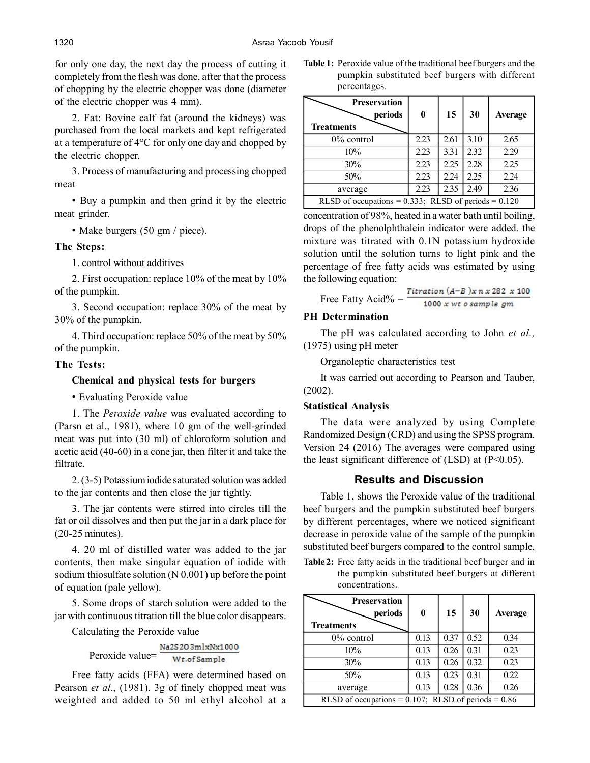for only one day, the next day the process of cutting it completely from the flesh was done, after that the process of chopping by the electric chopper was done (diameter of the electric chopper was 4 mm).

2. Fat: Bovine calf fat (around the kidneys) was purchased from the local markets and kept refrigerated at a temperature of 4°C for only one day and chopped by the electric chopper.

3. Process of manufacturing and processing chopped meat

- Buy a pumpkin and then grind it by the electric meat grinder.
- Make burgers (50 gm / piece).

**The Steps:**

1. control without additives
2. First occupation: replace 10% of the meat by 10% of the pumpkin.
3. Second occupation: replace 30% of the meat by 30% of the pumpkin.
4. Third occupation: replace 50% of the meat by 50% of the pumpkin.

**The Tests:**

**Chemical and physical tests for burgers**

- Evaluating Peroxide value

1. The *Peroxide value* was evaluated according to (Parsn et al., 1981), where 10 gm of the well-grinded meat was put into (30 ml) of chloroform solution and acetic acid (40-60) in a cone jar, then filter it and take the filtrate.

2. (3-5) Potassium iodide saturated solution was added to the jar contents and then close the jar tightly.

3. The jar contents were stirred into circles till the fat or oil dissolves and then put the jar in a dark place for (20-25 minutes).

4. 20 ml of distilled water was added to the jar contents, then make singular equation of iodide with sodium thiosulfate solution (N 0.001) up before the point of equation (pale yellow).

5. Some drops of starch solution were added to the jar with continuous titration till the blue color disappears.

Calculating the Peroxide value

$$\text{Peroxide value} = \frac{Na_2S_2O_3\,ml \times N \times 1000}{Wt.of\ Sample}$$

Free fatty acids (FFA) were determined based on Pearson *et al*., (1981). 3g of finely chopped meat was weighted and added to 50 ml ethyl alcohol at a concentration of 98%, heated in a water bath until boiling, drops of the phenolphthalein indicator were added. the mixture was titrated with 0.1N potassium hydroxide solution until the solution turns to light pink and the percentage of free fatty acids was estimated by using the following equation:

$$\text{Free Fatty Acid\%} = \frac{Titration\ (A-B) \times n \times 282 \times 100}{1000 \times wt\ o\ sample\ gm}$$

**PH Determination**

The pH was calculated according to John *et al.,* (1975) using pH meter

Organoleptic characteristics test

It was carried out according to Pearson and Tauber, (2002).

**Statistical Analysis**

The data were analyzed by using Complete Randomized Design (CRD) and using the SPSS program. Version 24 (2016) The averages were compared using the least significant difference of (LSD) at ($P<0.05$).

## Results and Discussion

Table 1, shows the Peroxide value of the traditional beef burgers and the pumpkin substituted beef burgers by different percentages, where we noticed significant decrease in peroxide value of the sample of the pumpkin substituted beef burgers compared to the control sample,

**Table 1:** Peroxide value of the traditional beef burgers and the pumpkin substituted beef burgers with different percentages.

| Treatments \ Preservation periods | 0 | 15 | 30 | Average |
|---|---|---|---|---|
| 0% control | 2.23 | 2.61 | 3.10 | 2.65 |
| 10% | 2.23 | 3.31 | 2.32 | 2.29 |
| 30% | 2.23 | 2.25 | 2.28 | 2.25 |
| 50% | 2.23 | 2.24 | 2.25 | 2.24 |
| average | 2.23 | 2.35 | 2.49 | 2.36 |
| RLSD of occupations = 0.333; RLSD of periods = 0.120 | | | | |

**Table 2:** Free fatty acids in the traditional beef burger and in the pumpkin substituted beef burgers at different concentrations.

| Treatments \ Preservation periods | 0 | 15 | 30 | Average |
|---|---|---|---|---|
| 0% control | 0.13 | 0.37 | 0.52 | 0.34 |
| 10% | 0.13 | 0.26 | 0.31 | 0.23 |
| 30% | 0.13 | 0.26 | 0.32 | 0.23 |
| 50% | 0.13 | 0.23 | 0.31 | 0.22 |
| average | 0.13 | 0.28 | 0.36 | 0.26 |
| RLSD of occupations = 0.107; RLSD of periods = 0.86 | | | | |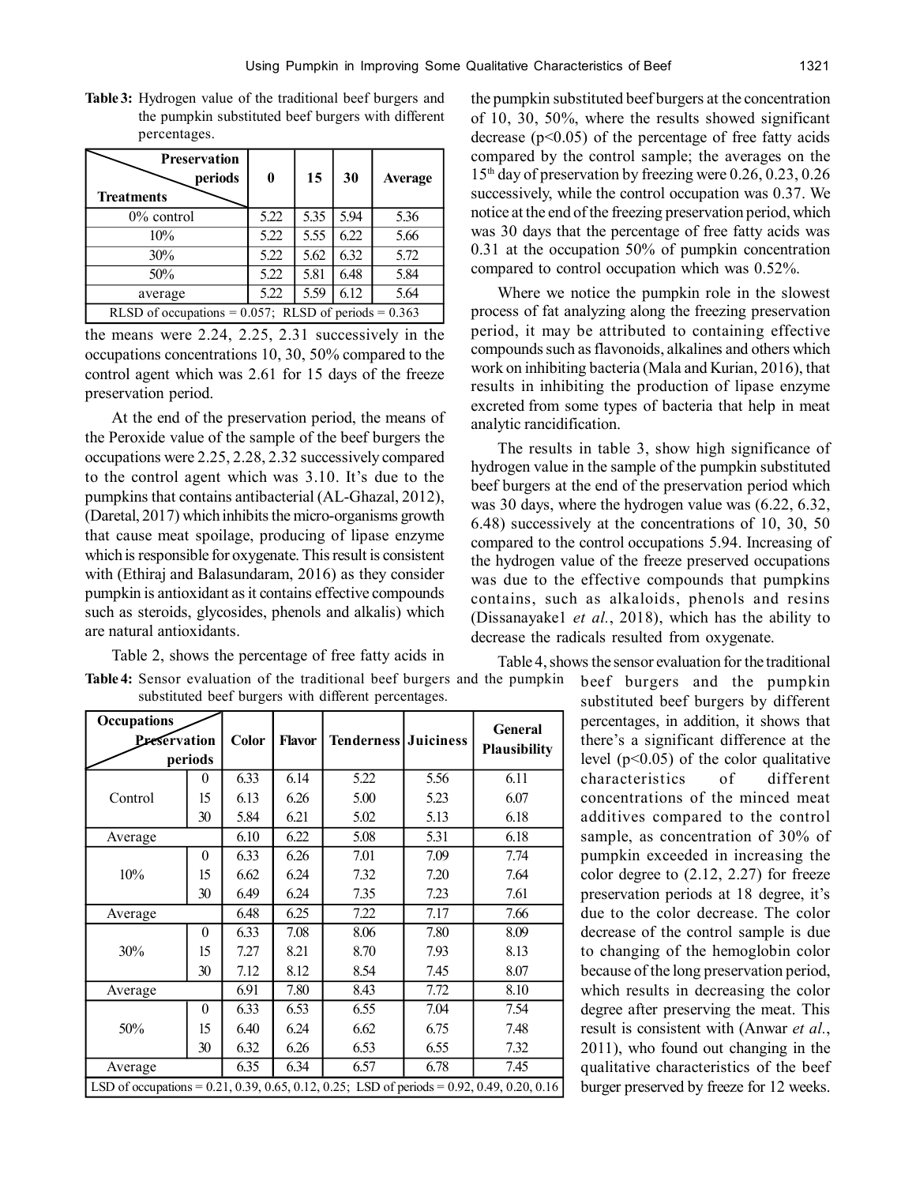**Table 3:** Hydrogen value of the traditional beef burgers and the pumpkin substituted beef burgers with different percentages.

| Treatments \ Preservation periods | 0 | 15 | 30 | Average |
|---|---|---|---|---|
| 0% control | 5.22 | 5.35 | 5.94 | 5.36 |
| 10% | 5.22 | 5.55 | 6.22 | 5.66 |
| 30% | 5.22 | 5.62 | 6.32 | 5.72 |
| 50% | 5.22 | 5.81 | 6.48 | 5.84 |
| average | 5.22 | 5.59 | 6.12 | 5.64 |
| RLSD of occupations = 0.057; RLSD of periods = 0.363 | | | | |

the means were 2.24, 2.25, 2.31 successively in the occupations concentrations 10, 30, 50% compared to the control agent which was 2.61 for 15 days of the freeze preservation period.

At the end of the preservation period, the means of the Peroxide value of the sample of the beef burgers the occupations were 2.25, 2.28, 2.32 successively compared to the control agent which was 3.10. It's due to the pumpkins that contains antibacterial (AL-Ghazal, 2012), (Daretal, 2017) which inhibits the micro-organisms growth that cause meat spoilage, producing of lipase enzyme which is responsible for oxygenate. This result is consistent with (Ethiraj and Balasundaram, 2016) as they consider pumpkin is antioxidant as it contains effective compounds such as steroids, glycosides, phenols and alkalis) which are natural antioxidants.

Table 2, shows the percentage of free fatty acids in the pumpkin substituted beef burgers at the concentration of 10, 30, 50%, where the results showed significant decrease ($p<0.05$) of the percentage of free fatty acids compared by the control sample; the averages on the 15th day of preservation by freezing were 0.26, 0.23, 0.26 successively, while the control occupation was 0.37. We notice at the end of the freezing preservation period, which was 30 days that the percentage of free fatty acids was 0.31 at the occupation 50% of pumpkin concentration compared to control occupation which was 0.52%.

Where we notice the pumpkin role in the slowest process of fat analyzing along the freezing preservation period, it may be attributed to containing effective compounds such as flavonoids, alkalines and others which work on inhibiting bacteria (Mala and Kurian, 2016), that results in inhibiting the production of lipase enzyme excreted from some types of bacteria that help in meat analytic rancidification.

The results in table 3, show high significance of hydrogen value in the sample of the pumpkin substituted beef burgers at the end of the preservation period which was 30 days, where the hydrogen value was (6.22, 6.32, 6.48) successively at the concentrations of 10, 30, 50 compared to the control occupations 5.94. Increasing of the hydrogen value of the freeze preserved occupations was due to the effective compounds that pumpkins contains, such as alkaloids, phenols and resins (Dissanayake1 *et al.*, 2018), which has the ability to decrease the radicals resulted from oxygenate.

**Table 4:** Sensor evaluation of the traditional beef burgers and the pumpkin substituted beef burgers with different percentages.

| Occupations | Preservation periods | Color | Flavor | Tenderness | Juiciness | General Plausibility |
|---|---|---|---|---|---|---|
| Control | 0 | 6.33 | 6.14 | 5.22 | 5.56 | 6.11 |
| | 15 | 6.13 | 6.26 | 5.00 | 5.23 | 6.07 |
| | 30 | 5.84 | 6.21 | 5.02 | 5.13 | 6.18 |
| Average | | 6.10 | 6.22 | 5.08 | 5.31 | 6.18 |
| 10% | 0 | 6.33 | 6.26 | 7.01 | 7.09 | 7.74 |
| | 15 | 6.62 | 6.24 | 7.32 | 7.20 | 7.64 |
| | 30 | 6.49 | 6.24 | 7.35 | 7.23 | 7.61 |
| Average | | 6.48 | 6.25 | 7.22 | 7.17 | 7.66 |
| 30% | 0 | 6.33 | 7.08 | 8.06 | 7.80 | 8.09 |
| | 15 | 7.27 | 8.21 | 8.70 | 7.93 | 8.13 |
| | 30 | 7.12 | 8.12 | 8.54 | 7.45 | 8.07 |
| Average | | 6.91 | 7.80 | 8.43 | 7.72 | 8.10 |
| 50% | 0 | 6.33 | 6.53 | 6.55 | 7.04 | 7.54 |
| | 15 | 6.40 | 6.24 | 6.62 | 6.75 | 7.48 |
| | 30 | 6.32 | 6.26 | 6.53 | 6.55 | 7.32 |
| Average | | 6.35 | 6.34 | 6.57 | 6.78 | 7.45 |
| LSD of occupations = 0.21, 0.39, 0.65, 0.12, 0.25; LSD of periods = 0.92, 0.49, 0.20, 0.16 | | | | | | |

Table 4, shows the sensor evaluation for the traditional beef burgers and the pumpkin substituted beef burgers by different percentages, in addition, it shows that there's a significant difference at the level ($p<0.05$) of the color qualitative characteristics of different concentrations of the minced meat additives compared to the control sample, as concentration of 30% of pumpkin exceeded in increasing the color degree to (2.12, 2.27) for freeze preservation periods at 18 degree, it's due to the color decrease. The color decrease of the control sample is due to changing of the hemoglobin color because of the long preservation period, which results in decreasing the color degree after preserving the meat. This result is consistent with (Anwar *et al.*, 2011), who found out changing in the qualitative characteristics of the beef burger preserved by freeze for 12 weeks.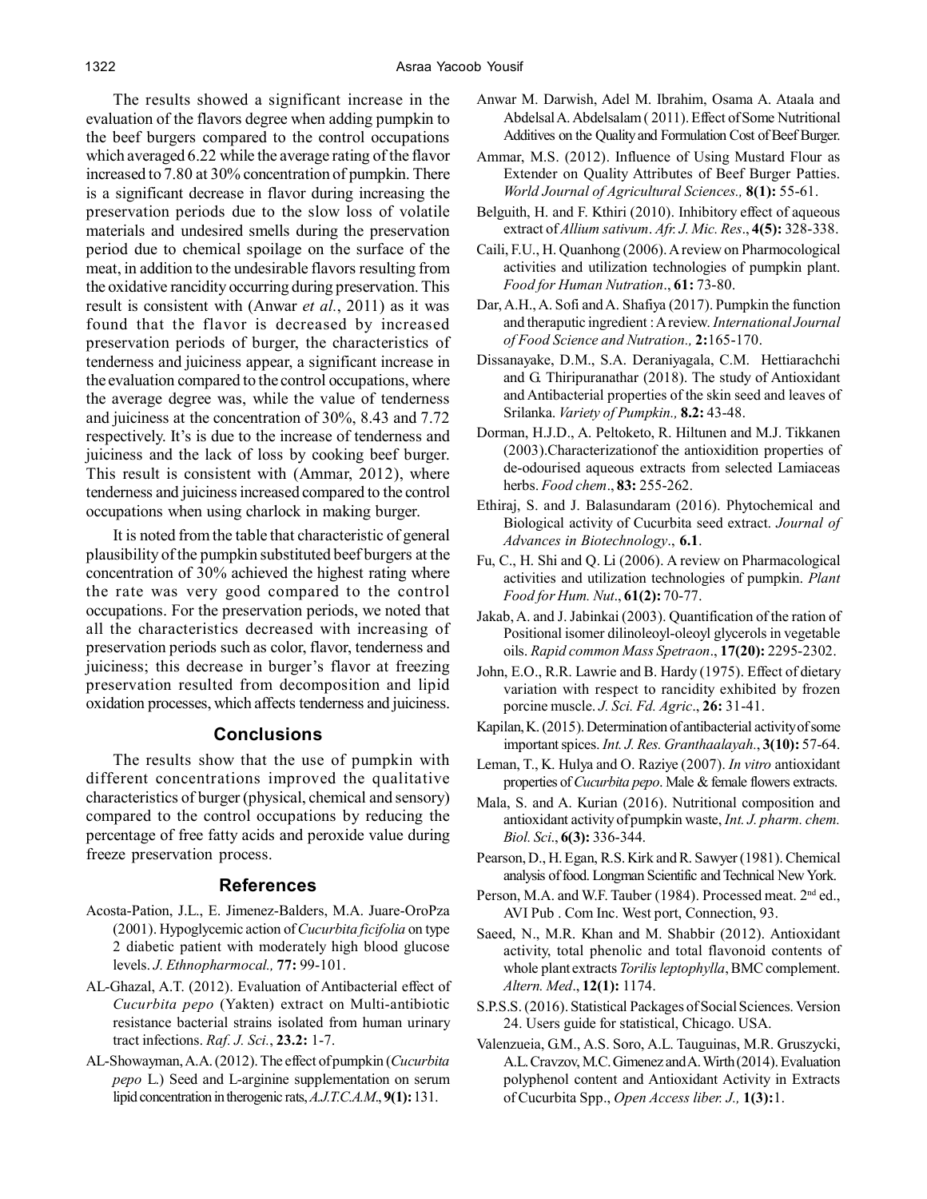The results showed a significant increase in the evaluation of the flavors degree when adding pumpkin to the beef burgers compared to the control occupations which averaged 6.22 while the average rating of the flavor increased to 7.80 at 30% concentration of pumpkin. There is a significant decrease in flavor during increasing the preservation periods due to the slow loss of volatile materials and undesired smells during the preservation period due to chemical spoilage on the surface of the meat, in addition to the undesirable flavors resulting from the oxidative rancidity occurring during preservation. This result is consistent with (Anwar *et al.*, 2011) as it was found that the flavor is decreased by increased preservation periods of burger, the characteristics of tenderness and juiciness appear, a significant increase in the evaluation compared to the control occupations, where the average degree was, while the value of tenderness and juiciness at the concentration of 30%, 8.43 and 7.72 respectively. It's is due to the increase of tenderness and juiciness and the lack of loss by cooking beef burger. This result is consistent with (Ammar, 2012), where tenderness and juiciness increased compared to the control occupations when using charlock in making burger.

It is noted from the table that characteristic of general plausibility of the pumpkin substituted beef burgers at the concentration of 30% achieved the highest rating where the rate was very good compared to the control occupations. For the preservation periods, we noted that all the characteristics decreased with increasing of preservation periods such as color, flavor, tenderness and juiciness; this decrease in burger's flavor at freezing preservation resulted from decomposition and lipid oxidation processes, which affects tenderness and juiciness.

## Conclusions

The results show that the use of pumpkin with different concentrations improved the qualitative characteristics of burger (physical, chemical and sensory) compared to the control occupations by reducing the percentage of free fatty acids and peroxide value during freeze preservation process.

## References

Acosta-Pation, J.L., E. Jimenez-Balders, M.A. Juare-OroPza (2001). Hypoglycemic action of *Cucurbita ficifolia* on type 2 diabetic patient with moderately high blood glucose levels. *J. Ethnopharmocal.,* **77:** 99-101.

AL-Ghazal, A.T. (2012). Evaluation of Antibacterial effect of *Cucurbita pepo* (Yakten) extract on Multi-antibiotic resistance bacterial strains isolated from human urinary tract infections. *Raf. J. Sci.*, **23.2:** 1-7.

AL-Showayman, A.A. (2012). The effect of pumpkin (*Cucurbita pepo* L.) Seed and L-arginine supplementation on serum lipid concentration in therogenic rats, *A.J.T.C.A.M*., **9(1):** 131.

Anwar M. Darwish, Adel M. Ibrahim, Osama A. Ataala and Abdelsal A. Abdelsalam ( 2011). Effect of Some Nutritional Additives on the Quality and Formulation Cost of Beef Burger.

Ammar, M.S. (2012). Influence of Using Mustard Flour as Extender on Quality Attributes of Beef Burger Patties. *World Journal of Agricultural Sciences.,* **8(1):** 55-61.

Belguith, H. and F. Kthiri (2010). Inhibitory effect of aqueous extract of *Allium sativum*. *Afr. J. Mic. Res*., **4(5):** 328-338.

Caili, F.U., H. Quanhong (2006). A review on Pharmocological activities and utilization technologies of pumpkin plant. *Food for Human Nutrition*., **61:** 73-80.

Dar, A.H., A. Sofi and A. Shafiya (2017). Pumpkin the function and theraputic ingredient : A review. *International Journal of Food Science and Nutrition.,* **2:**165-170.

Dissanayake, D.M., S.A. Deraniyagala, C.M. Hettiarachchi and G. Thiripuranathar (2018). The study of Antioxidant and Antibacterial properties of the skin seed and leaves of Srilanka. *Variety of Pumpkin.,* **8.2:** 43-48.

Dorman, H.J.D., A. Peltoketo, R. Hiltunen and M.J. Tikkanen (2003).Characterizationof the antioxidition properties of de-odourised aqueous extracts from selected Lamiaceas herbs. *Food chem*., **83:** 255-262.

Ethiraj, S. and J. Balasundaram (2016). Phytochemical and Biological activity of Cucurbita seed extract. *Journal of Advances in Biotechnology*., **6.1**.

Fu, C., H. Shi and Q. Li (2006). A review on Pharmacological activities and utilization technologies of pumpkin. *Plant Food for Hum. Nut*., **61(2):** 70-77.

Jakab, A. and J. Jabinkai (2003). Quantification of the ration of Positional isomer dilinoleoyl-oleoyl glycerols in vegetable oils. *Rapid common Mass Spetraon*., **17(20):** 2295-2302.

John, E.O., R.R. Lawrie and B. Hardy (1975). Effect of dietary variation with respect to rancidity exhibited by frozen porcine muscle. *J. Sci. Fd. Agric*., **26:** 31-41.

Kapilan, K. (2015). Determination of antibacterial activity of some important spices. *Int. J. Res. Granthaalayah.*, **3(10):** 57-64.

Leman, T., K. Hulya and O. Raziye (2007). *In vitro* antioxidant properties of *Cucurbita pepo*. Male & female flowers extracts.

Mala, S. and A. Kurian (2016). Nutritional composition and antioxidant activity of pumpkin waste, *Int. J. pharm. chem. Biol. Sci*., **6(3):** 336-344.

Pearson, D., H. Egan, R.S. Kirk and R. Sawyer (1981). Chemical analysis of food. Longman Scientific and Technical New York.

Person, M.A. and W.F. Tauber (1984). Processed meat. 2nd ed., AVI Pub . Com Inc. West port, Connection, 93.

Saeed, N., M.R. Khan and M. Shabbir (2012). Antioxidant activity, total phenolic and total flavonoid contents of whole plant extracts *Torilis leptophylla*, BMC complement. *Altern. Med*., **12(1):** 1174.

S.P.S.S. (2016). Statistical Packages of Social Sciences. Version 24. Users guide for statistical, Chicago. USA.

Valenzueia, G.M., A.S. Soro, A.L. Tauguinas, M.R. Gruszycki, A.L. Cravzov, M.C. Gimenez and A. Wirth (2014). Evaluation polyphenol content and Antioxidant Activity in Extracts of Cucurbita Spp., *Open Access liber. J.,* **1(3):**1.